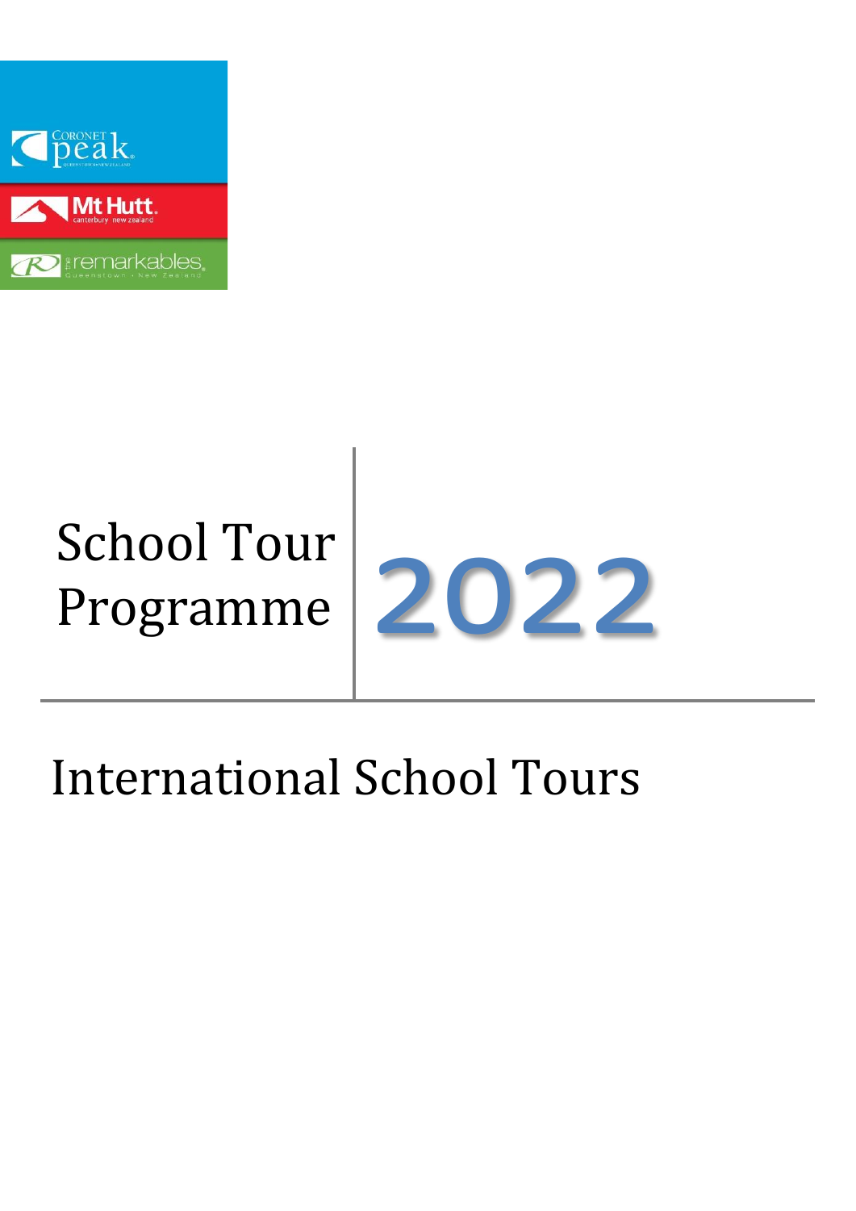# School Tour Programme 2022

## International School Tours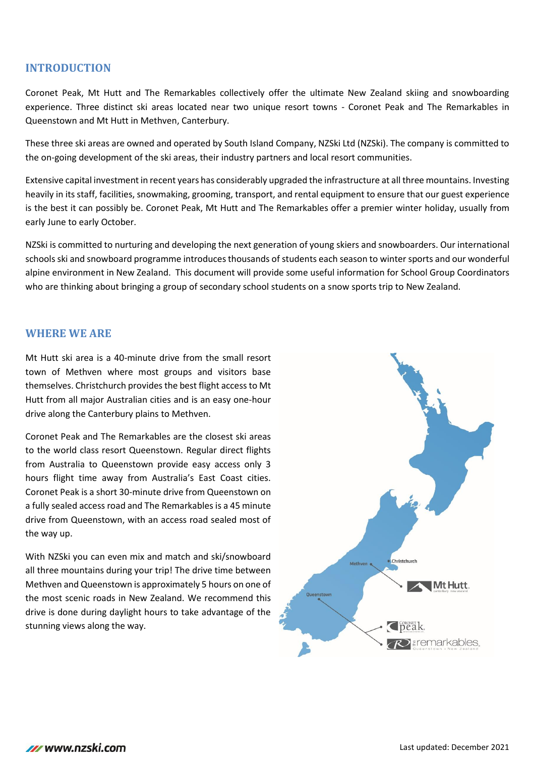## INTRODUCTION

Coronet Peak, Mt Hutt and The Remarkables collectively offer the ultimate New Zealand skiing and snowboarding experience. Three distinct ski areas located near two unique resort towns - Coronet Peak and The Remarkables in Queenstown and Mt Hutt in Methven, Canterbury.

These three ski areas are owned and operated by South Island Company, NZSki Ltd (NZSki). The company is committed to the on-going development of the ski areas, their industry partners and local resort communities.

Extensive capital investment in recent years has considerably upgraded the infrastructure at all three mountains. Investing heavily in its staff, facilities, snowmaking, grooming, transport, and rental equipment to ensure that our guest experience is the best it can possibly be. Coronet Peak, Mt Hutt and The Remarkables offer a premier winter holiday, usually from early June to early October.

NZSki is committed to nurturing and developing the next generation of young skiers and snowboarders. Our international schools ski and snowboard programme introduces thousands of students each season to winter sports and our wonderful alpine environment in New Zealand. This document will provide some useful information for School Group Coordinators who are thinking about bringing a group of secondary school students on a snow sports trip to New Zealand.

## WHERE WE ARE

Mt Hutt ski area is a 40-minute drive from the small resort town of Methven where most groups and visitors base themselves. Christchurch provides the best flight access to Mt Hutt from all major Australian cities and is an easy one-hour drive along the Canterbury plains to Methven.

Coronet Peak and The Remarkables are the closest ski areas to the world class resort Queenstown. Regular direct flights from Australia to Queenstown provide easy access only 3 hours flight time away from Australia's East Coast cities. Coronet Peak is a short 30-minute drive from Queenstown on a fully sealed access road and The Remarkables is a 45 minute drive from Queenstown, with an access road sealed most of the way up.

With NZSki you can even mix and match and ski/snowboard all three mountains during your trip! The drive time between Methven and Queenstown is approximately 5 hours on one of the most scenic roads in New Zealand. We recommend this drive is done during daylight hours to take advantage of the stunning views along the way.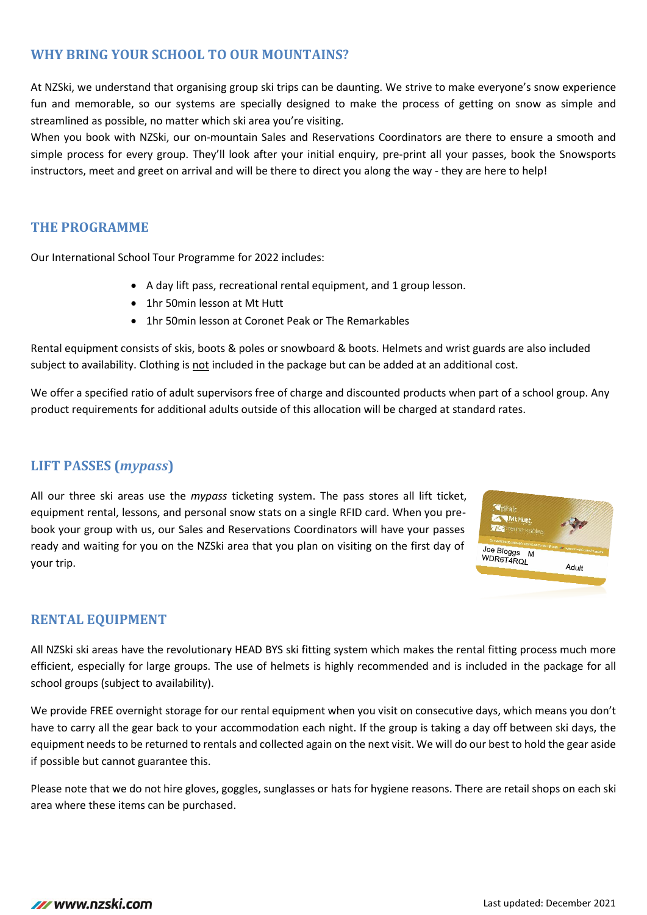## WHY BRING YOUR SCHOOL TO OUR MOUNTAINS?

At NZSki, we understand that organising group ski trips can be daunting. We strive to make everyone's snow experience fun and memorable, so our systems are specially designed to make the process of getting on snow as simple and streamlined as possible, no matter which ski area you're visiting.

When you book with NZSki, our on-mountain Sales and Reservations Coordinators are there to ensure a smooth and simple process for every group. They'll look after your initial enquiry, pre-print all your passes, book the Snowsports instructors, meet and greet on arrival and will be there to direct you along the way - they are here to help!

## THE PROGRAMME

Our International School Tour Programme for 2022 includes:

- A day lift pass, recreational rental equipment, and 1 group lesson.
- 1hr 50min lesson at Mt Hutt
- 1hr 50min lesson at Coronet Peak or The Remarkables

Rental equipment consists of skis, boots & poles or snowboard & boots. Helmets and wrist guards are also included subject to availability. Clothing is not included in the package but can be added at an additional cost.

We offer a specified ratio of adult supervisors free of charge and discounted products when part of a school group. Any product requirements for additional adults outside of this allocation will be charged at standard rates.

## LIFT PASSES (*mypass*)

All our three ski areas use the *mypass* ticketing system. The pass stores all lift ticket, equipment rental, lessons, and personal snow stats on a single RFID card. When you pre-book your group with us, our Sales and Reservations Coordinators will have your passes ready and waiting for you on the NZSki area that you plan on visiting on the first day of your trip.

## RENTAL EQUIPMENT

All NZSki ski areas have the revolutionary HEAD BYS ski fitting system which makes the rental fitting process much more efficient, especially for large groups. The use of helmets is highly recommended and is included in the package for all school groups (subject to availability).

We provide FREE overnight storage for our rental equipment when you visit on consecutive days, which means you don't have to carry all the gear back to your accommodation each night. If the group is taking a day off between ski days, the equipment needs to be returned to rentals and collected again on the next visit. We will do our best to hold the gear aside if possible but cannot guarantee this.

Please note that we do not hire gloves, goggles, sunglasses or hats for hygiene reasons. There are retail shops on each ski area where these items can be purchased.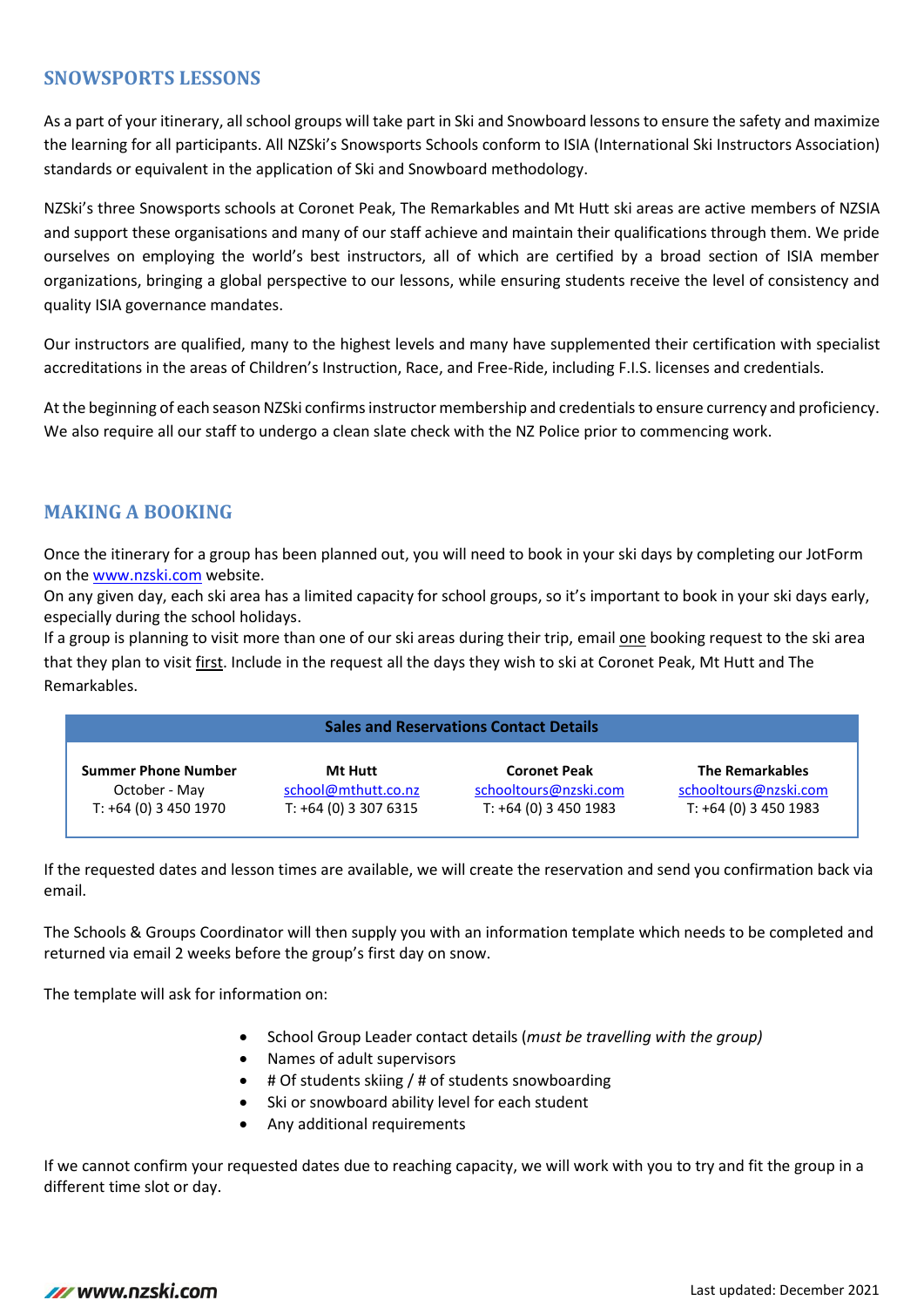## SNOWSPORTS LESSONS

As a part of your itinerary, all school groups will take part in Ski and Snowboard lessons to ensure the safety and maximize the learning for all participants. All NZSki's Snowsports Schools conform to ISIA (International Ski Instructors Association) standards or equivalent in the application of Ski and Snowboard methodology.

NZSki's three Snowsports schools at Coronet Peak, The Remarkables and Mt Hutt ski areas are active members of NZSIA and support these organisations and many of our staff achieve and maintain their qualifications through them. We pride ourselves on employing the world's best instructors, all of which are certified by a broad section of ISIA member organizations, bringing a global perspective to our lessons, while ensuring students receive the level of consistency and quality ISIA governance mandates.

Our instructors are qualified, many to the highest levels and many have supplemented their certification with specialist accreditations in the areas of Children's Instruction, Race, and Free-Ride, including F.I.S. licenses and credentials.

At the beginning of each season NZSki confirms instructor membership and credentials to ensure currency and proficiency. We also require all our staff to undergo a clean slate check with the NZ Police prior to commencing work.

## MAKING A BOOKING

Once the itinerary for a group has been planned out, you will need to book in your ski days by completing our JotForm on the www.nzski.com website.

On any given day, each ski area has a limited capacity for school groups, so it's important to book in your ski days early, especially during the school holidays.

If a group is planning to visit more than one of our ski areas during their trip, email one booking request to the ski area that they plan to visit first. Include in the request all the days they wish to ski at Coronet Peak, Mt Hutt and The Remarkables.

| Sales and Reservations Contact Details | | | |
|---|---|---|---|
| **Summer Phone Number** | **Mt Hutt** | **Coronet Peak** | **The Remarkables** |
| October - May | school@mthutt.co.nz | schooltours@nzski.com | schooltours@nzski.com |
| T: +64 (0) 3 450 1970 | T: +64 (0) 3 307 6315 | T: +64 (0) 3 450 1983 | T: +64 (0) 3 450 1983 |

If the requested dates and lesson times are available, we will create the reservation and send you confirmation back via email.

The Schools & Groups Coordinator will then supply you with an information template which needs to be completed and returned via email 2 weeks before the group's first day on snow.

The template will ask for information on:

- School Group Leader contact details (*must be travelling with the group)*
- Names of adult supervisors
- # Of students skiing / # of students snowboarding
- Ski or snowboard ability level for each student
- Any additional requirements

If we cannot confirm your requested dates due to reaching capacity, we will work with you to try and fit the group in a different time slot or day.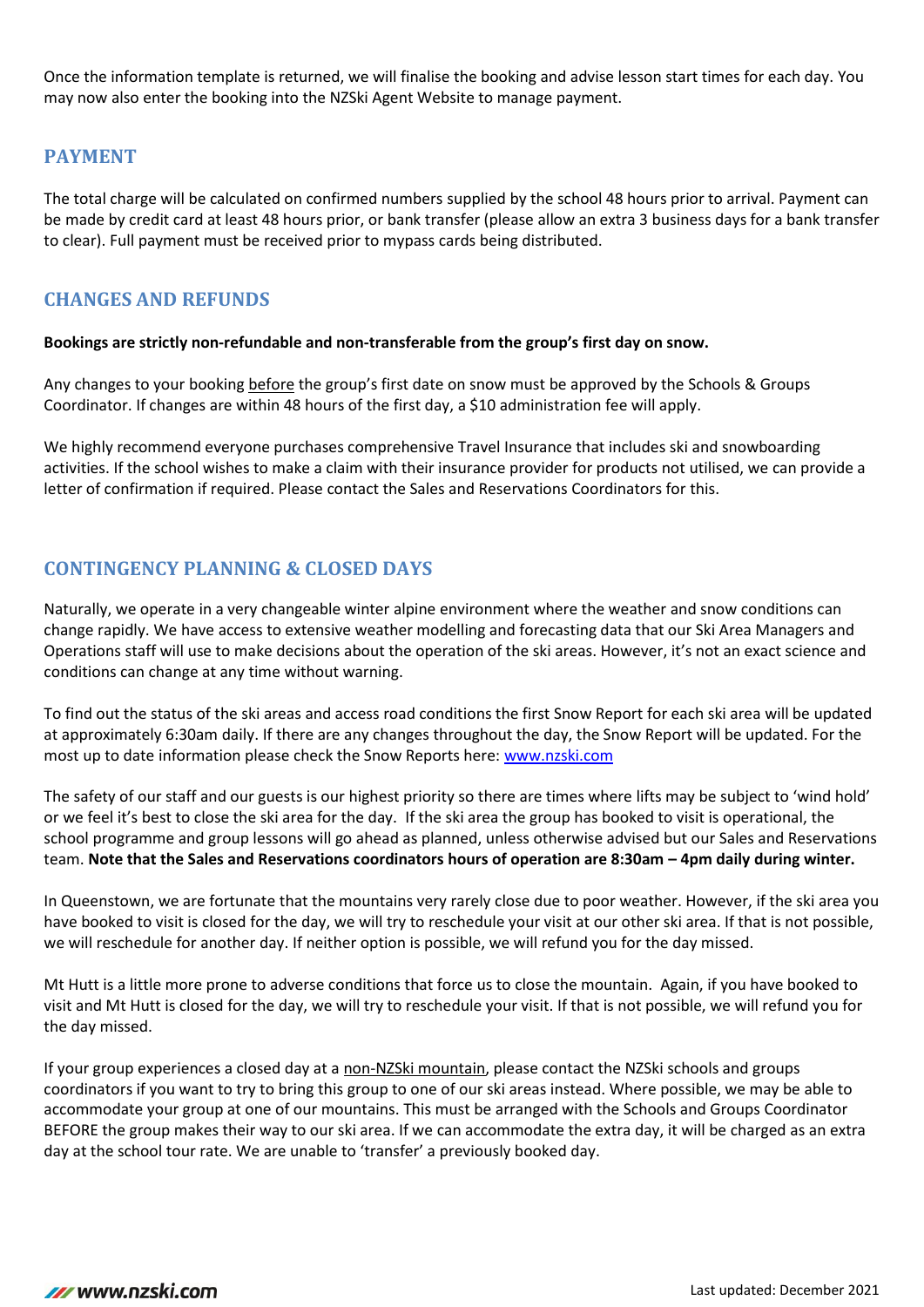Once the information template is returned, we will finalise the booking and advise lesson start times for each day. You may now also enter the booking into the NZSki Agent Website to manage payment.

## PAYMENT

The total charge will be calculated on confirmed numbers supplied by the school 48 hours prior to arrival. Payment can be made by credit card at least 48 hours prior, or bank transfer (please allow an extra 3 business days for a bank transfer to clear). Full payment must be received prior to mypass cards being distributed.

## CHANGES AND REFUNDS

**Bookings are strictly non-refundable and non-transferable from the group's first day on snow.**

Any changes to your booking <u>before</u> the group's first date on snow must be approved by the Schools & Groups Coordinator. If changes are within 48 hours of the first day, a $10 administration fee will apply.

We highly recommend everyone purchases comprehensive Travel Insurance that includes ski and snowboarding activities. If the school wishes to make a claim with their insurance provider for products not utilised, we can provide a letter of confirmation if required. Please contact the Sales and Reservations Coordinators for this.

## CONTINGENCY PLANNING & CLOSED DAYS

Naturally, we operate in a very changeable winter alpine environment where the weather and snow conditions can change rapidly. We have access to extensive weather modelling and forecasting data that our Ski Area Managers and Operations staff will use to make decisions about the operation of the ski areas. However, it's not an exact science and conditions can change at any time without warning.

To find out the status of the ski areas and access road conditions the first Snow Report for each ski area will be updated at approximately 6:30am daily. If there are any changes throughout the day, the Snow Report will be updated. For the most up to date information please check the Snow Reports here: [www.nzski.com](http://www.nzski.com)

The safety of our staff and our guests is our highest priority so there are times where lifts may be subject to 'wind hold' or we feel it's best to close the ski area for the day. If the ski area the group has booked to visit is operational, the school programme and group lessons will go ahead as planned, unless otherwise advised but our Sales and Reservations team. **Note that the Sales and Reservations coordinators hours of operation are 8:30am – 4pm daily during winter.**

In Queenstown, we are fortunate that the mountains very rarely close due to poor weather. However, if the ski area you have booked to visit is closed for the day, we will try to reschedule your visit at our other ski area. If that is not possible, we will reschedule for another day. If neither option is possible, we will refund you for the day missed.

Mt Hutt is a little more prone to adverse conditions that force us to close the mountain. Again, if you have booked to visit and Mt Hutt is closed for the day, we will try to reschedule your visit. If that is not possible, we will refund you for the day missed.

If your group experiences a closed day at a <u>non-NZSki mountain</u>, please contact the NZSki schools and groups coordinators if you want to try to bring this group to one of our ski areas instead. Where possible, we may be able to accommodate your group at one of our mountains. This must be arranged with the Schools and Groups Coordinator BEFORE the group makes their way to our ski area. If we can accommodate the extra day, it will be charged as an extra day at the school tour rate. We are unable to 'transfer' a previously booked day.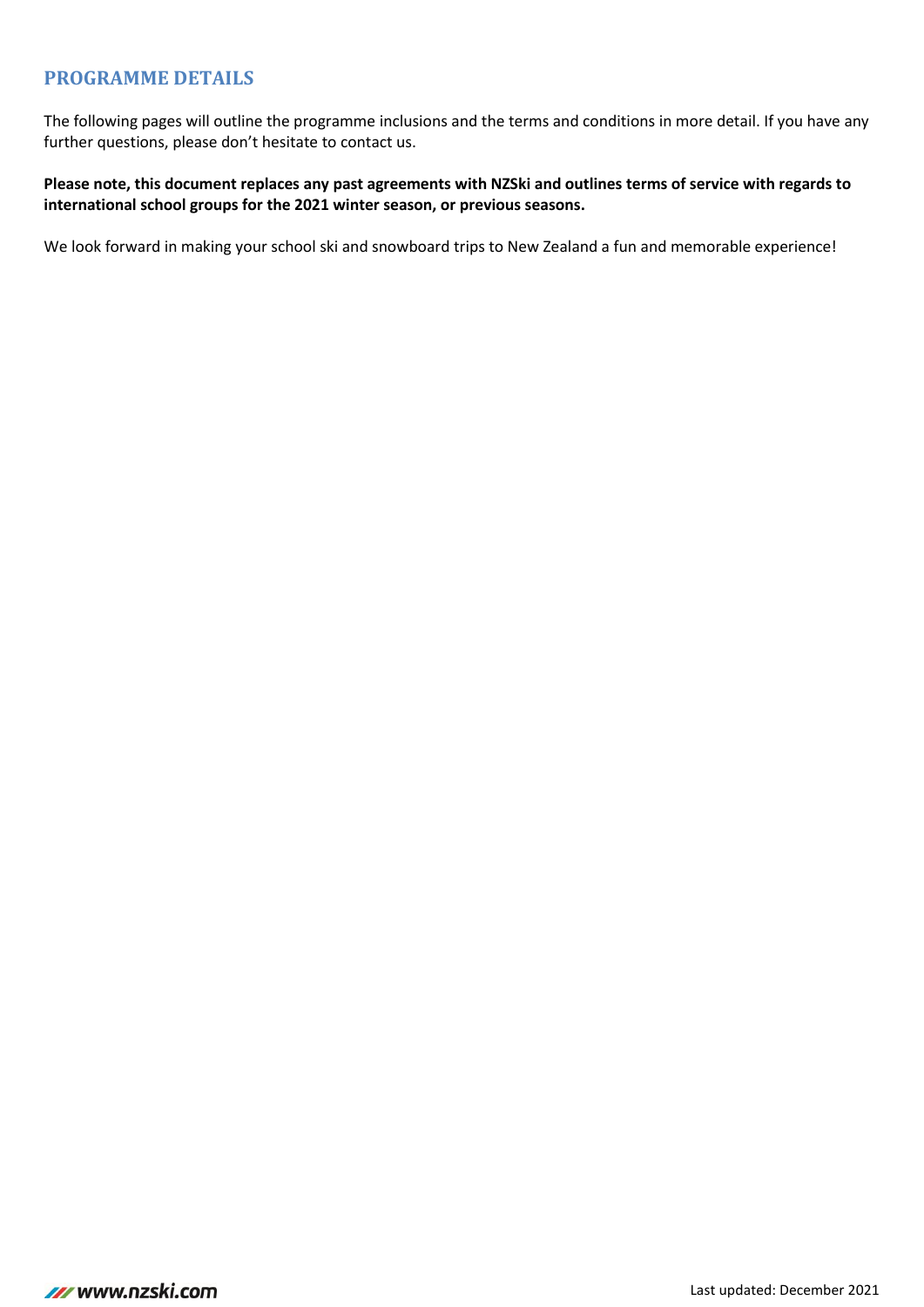## PROGRAMME DETAILS

The following pages will outline the programme inclusions and the terms and conditions in more detail. If you have any further questions, please don't hesitate to contact us.

**Please note, this document replaces any past agreements with NZSki and outlines terms of service with regards to international school groups for the 2021 winter season, or previous seasons.**

We look forward in making your school ski and snowboard trips to New Zealand a fun and memorable experience!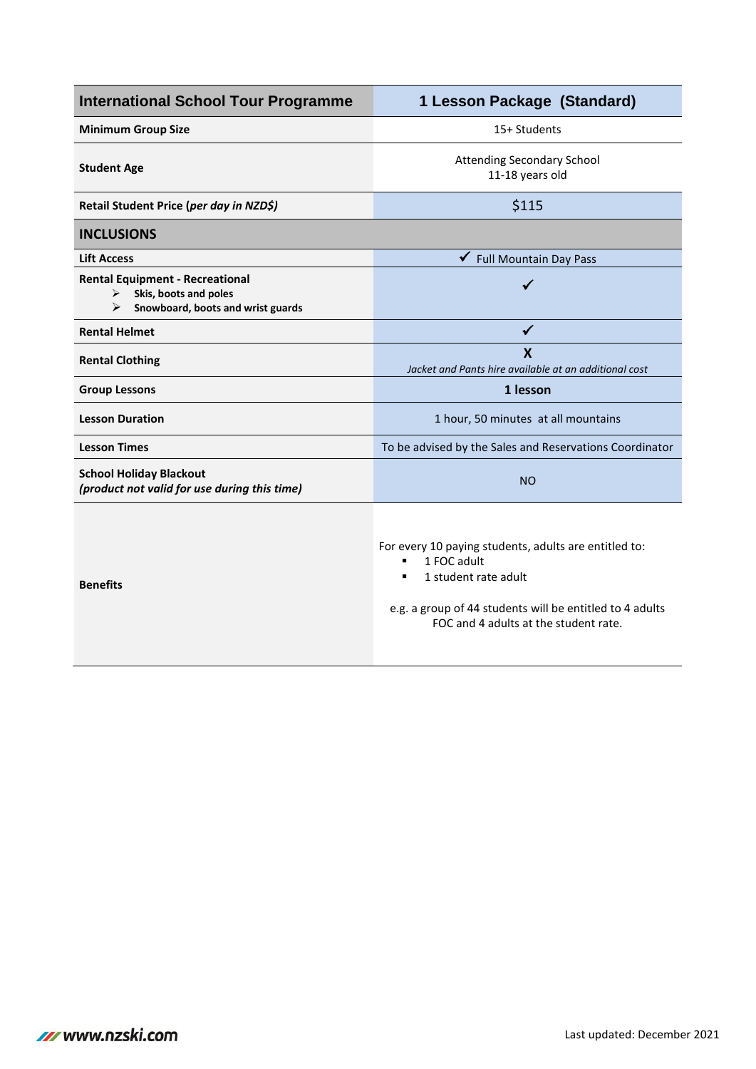| International School Tour Programme | 1 Lesson Package (Standard) |
|---|---|
| **Minimum Group Size** | 15+ Students |
| **Student Age** | Attending Secondary School<br>11-18 years old |
| **Retail Student Price (*per day in NZD$)*** | $115 |
| **INCLUSIONS** | |
| **Lift Access** | ✓ Full Mountain Day Pass |
| **Rental Equipment - Recreational**<br>➢ **Skis, boots and poles**<br>➢ **Snowboard, boots and wrist guards** | ✓ |
| **Rental Helmet** | ✓ |
| **Rental Clothing** | **X**<br>*Jacket and Pants hire available at an additional cost* |
| **Group Lessons** | **1 lesson** |
| **Lesson Duration** | 1 hour, 50 minutes at all mountains |
| **Lesson Times** | To be advised by the Sales and Reservations Coordinator |
| **School Holiday Blackout**<br>***(product not valid for use during this time)*** | NO |
| **Benefits** | For every 10 paying students, adults are entitled to:<br>▪ 1 FOC adult<br>▪ 1 student rate adult<br><br>e.g. a group of 44 students will be entitled to 4 adults FOC and 4 adults at the student rate. |

www.nzski.com

Last updated: December 2021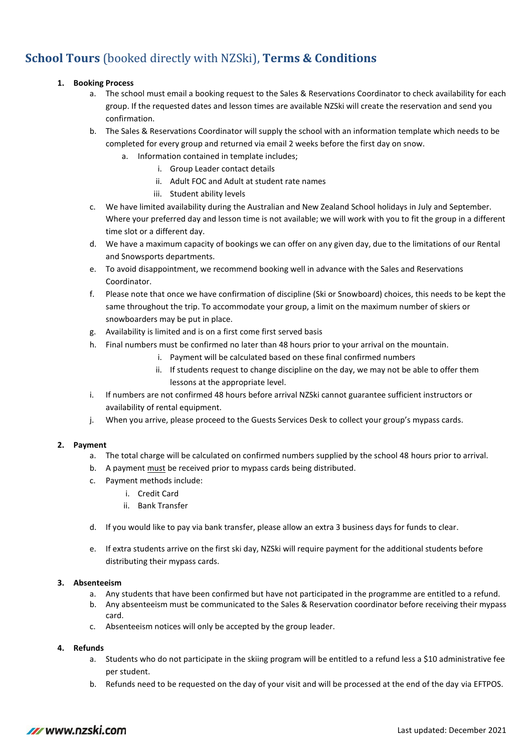# **School Tours** (booked directly with NZSki), **Terms & Conditions**

1. **Booking Process**
    a. The school must email a booking request to the Sales & Reservations Coordinator to check availability for each group. If the requested dates and lesson times are available NZSki will create the reservation and send you confirmation.
    b. The Sales & Reservations Coordinator will supply the school with an information template which needs to be completed for every group and returned via email 2 weeks before the first day on snow.
        a. Information contained in template includes;
            i. Group Leader contact details
            ii. Adult FOC and Adult at student rate names
            iii. Student ability levels
    c. We have limited availability during the Australian and New Zealand School holidays in July and September. Where your preferred day and lesson time is not available; we will work with you to fit the group in a different time slot or a different day.
    d. We have a maximum capacity of bookings we can offer on any given day, due to the limitations of our Rental and Snowsports departments.
    e. To avoid disappointment, we recommend booking well in advance with the Sales and Reservations Coordinator.
    f. Please note that once we have confirmation of discipline (Ski or Snowboard) choices, this needs to be kept the same throughout the trip. To accommodate your group, a limit on the maximum number of skiers or snowboarders may be put in place.
    g. Availability is limited and is on a first come first served basis
    h. Final numbers must be confirmed no later than 48 hours prior to your arrival on the mountain.
        i. Payment will be calculated based on these final confirmed numbers
        ii. If students request to change discipline on the day, we may not be able to offer them lessons at the appropriate level.
    i. If numbers are not confirmed 48 hours before arrival NZSki cannot guarantee sufficient instructors or availability of rental equipment.
    j. When you arrive, please proceed to the Guests Services Desk to collect your group's mypass cards.

2. **Payment**
    a. The total charge will be calculated on confirmed numbers supplied by the school 48 hours prior to arrival.
    b. A payment <u>must</u> be received prior to mypass cards being distributed.
    c. Payment methods include:
        i. Credit Card
        ii. Bank Transfer
    d. If you would like to pay via bank transfer, please allow an extra 3 business days for funds to clear.
    e. If extra students arrive on the first ski day, NZSki will require payment for the additional students before distributing their mypass cards.

3. **Absenteeism**
    a. Any students that have been confirmed but have not participated in the programme are entitled to a refund.
    b. Any absenteeism must be communicated to the Sales & Reservation coordinator before receiving their mypass card.
    c. Absenteeism notices will only be accepted by the group leader.

4. **Refunds**
    a. Students who do not participate in the skiing program will be entitled to a refund less a $10 administrative fee per student.
    b. Refunds need to be requested on the day of your visit and will be processed at the end of the day via EFTPOS.

www.nzski.com

Last updated: December 2021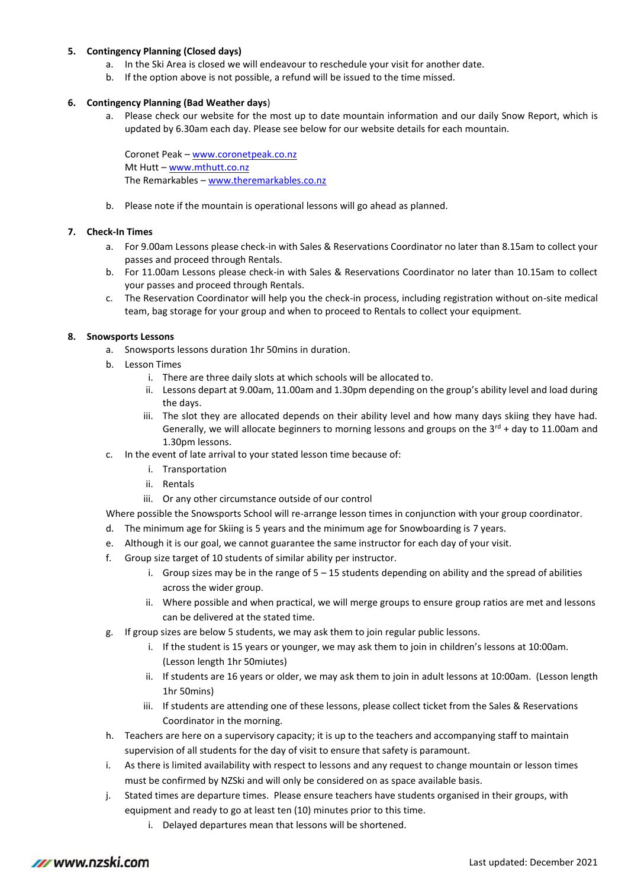5. **Contingency Planning (Closed days)**
    a. In the Ski Area is closed we will endeavour to reschedule your visit for another date.
    b. If the option above is not possible, a refund will be issued to the time missed.

6. **Contingency Planning (Bad Weather days**)
    a. Please check our website for the most up to date mountain information and our daily Snow Report, which is updated by 6.30am each day. Please see below for our website details for each mountain.

       Coronet Peak – www.coronetpeak.co.nz
       Mt Hutt – www.mthutt.co.nz
       The Remarkables – www.theremarkables.co.nz

    b. Please note if the mountain is operational lessons will go ahead as planned.

7. **Check-In Times**
    a. For 9.00am Lessons please check-in with Sales & Reservations Coordinator no later than 8.15am to collect your passes and proceed through Rentals.
    b. For 11.00am Lessons please check-in with Sales & Reservations Coordinator no later than 10.15am to collect your passes and proceed through Rentals.
    c. The Reservation Coordinator will help you the check-in process, including registration without on-site medical team, bag storage for your group and when to proceed to Rentals to collect your equipment.

8. **Snowsports Lessons**
    a. Snowsports lessons duration 1hr 50mins in duration.
    b. Lesson Times
        i. There are three daily slots at which schools will be allocated to.
        ii. Lessons depart at 9.00am, 11.00am and 1.30pm depending on the group's ability level and load during the days.
        iii. The slot they are allocated depends on their ability level and how many days skiing they have had. Generally, we will allocate beginners to morning lessons and groups on the 3rd + day to 11.00am and 1.30pm lessons.
    c. In the event of late arrival to your stated lesson time because of:
        i. Transportation
        ii. Rentals
        iii. Or any other circumstance outside of our control

    Where possible the Snowsports School will re-arrange lesson times in conjunction with your group coordinator.
    d. The minimum age for Skiing is 5 years and the minimum age for Snowboarding is 7 years.
    e. Although it is our goal, we cannot guarantee the same instructor for each day of your visit.
    f. Group size target of 10 students of similar ability per instructor.
        i. Group sizes may be in the range of 5 – 15 students depending on ability and the spread of abilities across the wider group.
        ii. Where possible and when practical, we will merge groups to ensure group ratios are met and lessons can be delivered at the stated time.
    g. If group sizes are below 5 students, we may ask them to join regular public lessons.
        i. If the student is 15 years or younger, we may ask them to join in children's lessons at 10:00am. (Lesson length 1hr 50miutes)
        ii. If students are 16 years or older, we may ask them to join in adult lessons at 10:00am. (Lesson length 1hr 50mins)
        iii. If students are attending one of these lessons, please collect ticket from the Sales & Reservations Coordinator in the morning.
    h. Teachers are here on a supervisory capacity; it is up to the teachers and accompanying staff to maintain supervision of all students for the day of visit to ensure that safety is paramount.
    i. As there is limited availability with respect to lessons and any request to change mountain or lesson times must be confirmed by NZSki and will only be considered on as space available basis.
    j. Stated times are departure times. Please ensure teachers have students organised in their groups, with equipment and ready to go at least ten (10) minutes prior to this time.
        i. Delayed departures mean that lessons will be shortened.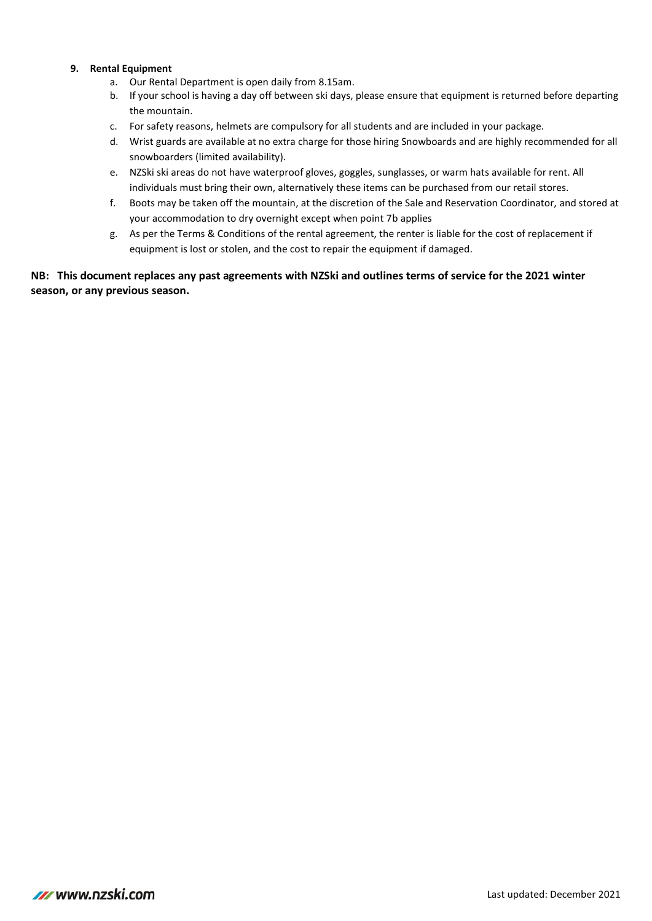**9. Rental Equipment**

a. Our Rental Department is open daily from 8.15am.

b. If your school is having a day off between ski days, please ensure that equipment is returned before departing the mountain.

c. For safety reasons, helmets are compulsory for all students and are included in your package.

d. Wrist guards are available at no extra charge for those hiring Snowboards and are highly recommended for all snowboarders (limited availability).

e. NZSki ski areas do not have waterproof gloves, goggles, sunglasses, or warm hats available for rent. All individuals must bring their own, alternatively these items can be purchased from our retail stores.

f. Boots may be taken off the mountain, at the discretion of the Sale and Reservation Coordinator, and stored at your accommodation to dry overnight except when point 7b applies

g. As per the Terms & Conditions of the rental agreement, the renter is liable for the cost of replacement if equipment is lost or stolen, and the cost to repair the equipment if damaged.

**NB: This document replaces any past agreements with NZSki and outlines terms of service for the 2021 winter season, or any previous season.**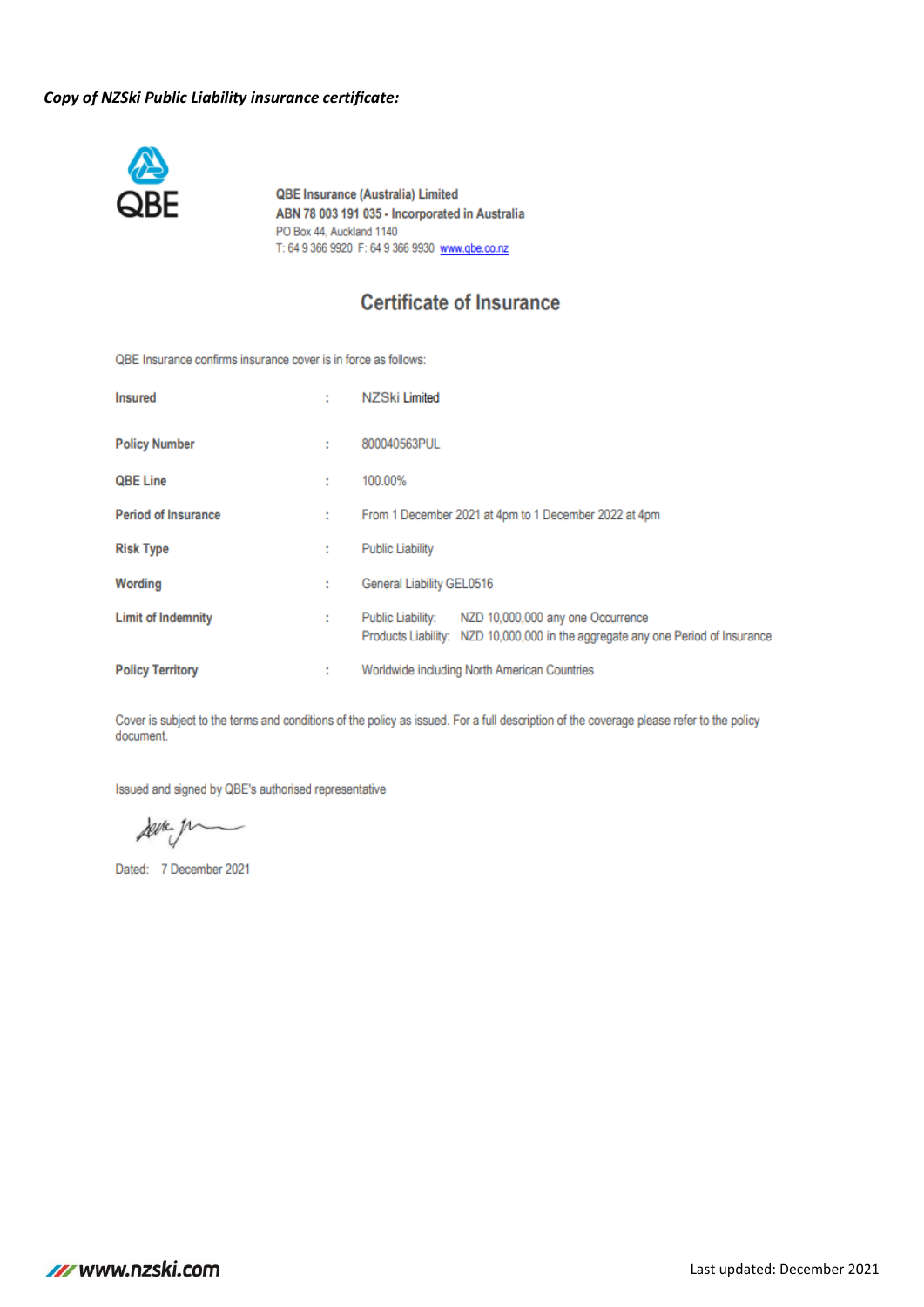***Copy of NZSki Public Liability insurance certificate:***

QBE

**QBE Insurance (Australia) Limited**
**ABN 78 003 191 035 - Incorporated in Australia**
PO Box 44, Auckland 1140
T: 64 9 366 9920 F: 64 9 366 9930 www.qbe.co.nz

## Certificate of Insurance

QBE Insurance confirms insurance cover is in force as follows:

| | | |
|---|---|---|
| **Insured** | : | NZSki Limited |
| **Policy Number** | : | 800040563PUL |
| **QBE Line** | : | 100.00% |
| **Period of Insurance** | : | From 1 December 2021 at 4pm to 1 December 2022 at 4pm |
| **Risk Type** | : | Public Liability |
| **Wording** | : | General Liability GEL0516 |
| **Limit of Indemnity** | : | Public Liability: NZD 10,000,000 any one Occurrence<br>Products Liability: NZD 10,000,000 in the aggregate any one Period of Insurance |
| **Policy Territory** | : | Worldwide including North American Countries |

Cover is subject to the terms and conditions of the policy as issued. For a full description of the coverage please refer to the policy document.

Issued and signed by QBE's authorised representative

Dated: 7 December 2021

www.nzski.com

Last updated: December 2021